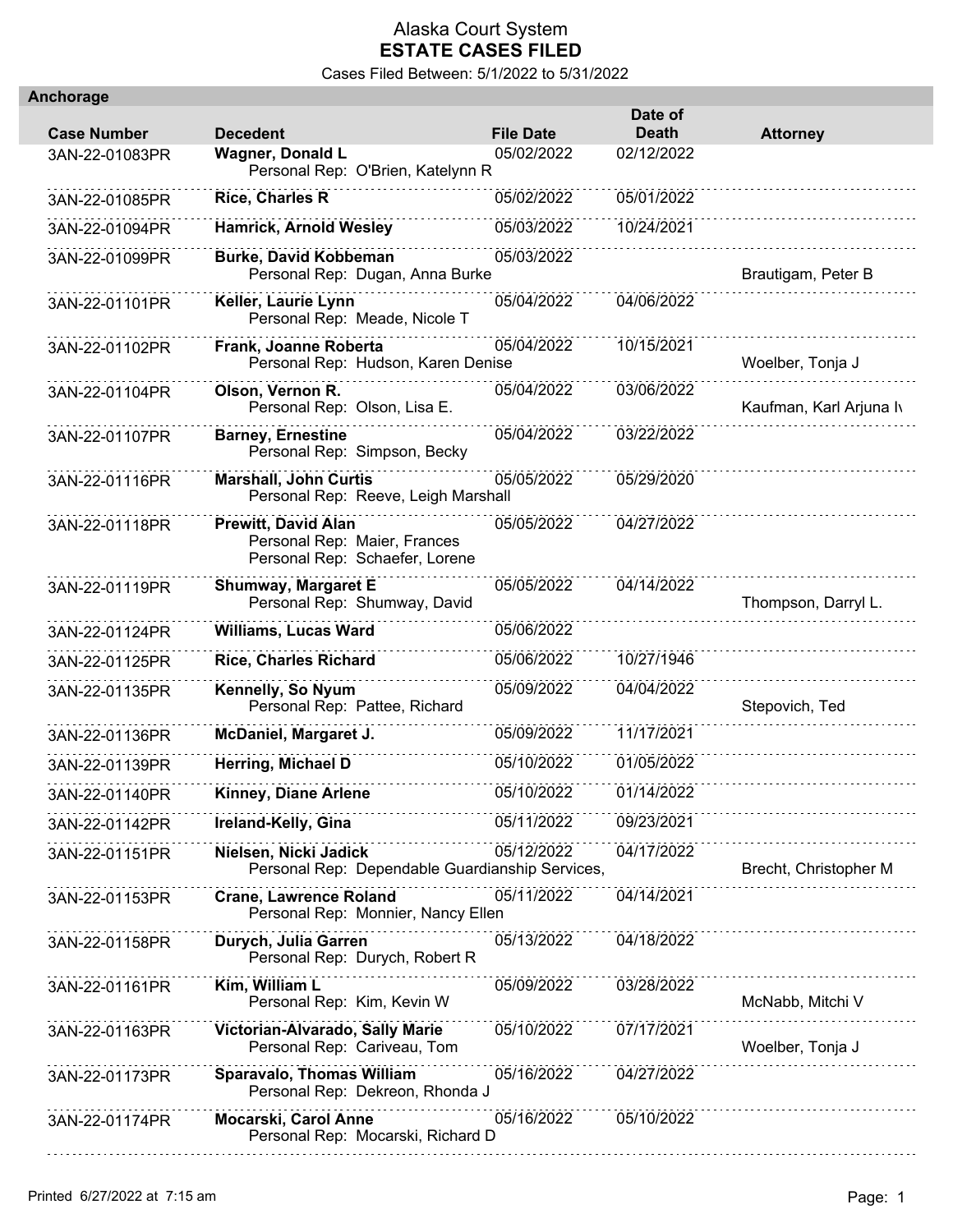# Alaska Court System
## ESTATE CASES FILED

Cases Filed Between: 5/1/2022 to 5/31/2022

### Anchorage

| Case Number | Decedent | File Date | Date of Death | Attorney |
|---|---|---|---|---|
| 3AN-22-01083PR | **Wagner, Donald L**<br>Personal Rep: O'Brien, Katelynn R | 05/02/2022 | 02/12/2022 | |
| 3AN-22-01085PR | **Rice, Charles R** | 05/02/2022 | 05/01/2022 | |
| 3AN-22-01094PR | **Hamrick, Arnold Wesley** | 05/03/2022 | 10/24/2021 | |
| 3AN-22-01099PR | **Burke, David Kobbeman**<br>Personal Rep: Dugan, Anna Burke | 05/03/2022 | | Brautigam, Peter B |
| 3AN-22-01101PR | **Keller, Laurie Lynn**<br>Personal Rep: Meade, Nicole T | 05/04/2022 | 04/06/2022 | |
| 3AN-22-01102PR | **Frank, Joanne Roberta**<br>Personal Rep: Hudson, Karen Denise | 05/04/2022 | 10/15/2021 | Woelber, Tonja J |
| 3AN-22-01104PR | **Olson, Vernon R.**<br>Personal Rep: Olson, Lisa E. | 05/04/2022 | 03/06/2022 | Kaufman, Karl Arjuna Iv |
| 3AN-22-01107PR | **Barney, Ernestine**<br>Personal Rep: Simpson, Becky | 05/04/2022 | 03/22/2022 | |
| 3AN-22-01116PR | **Marshall, John Curtis**<br>Personal Rep: Reeve, Leigh Marshall | 05/05/2022 | 05/29/2020 | |
| 3AN-22-01118PR | **Prewitt, David Alan**<br>Personal Rep: Maier, Frances<br>Personal Rep: Schaefer, Lorene | 05/05/2022 | 04/27/2022 | |
| 3AN-22-01119PR | **Shumway, Margaret E**<br>Personal Rep: Shumway, David | 05/05/2022 | 04/14/2022 | Thompson, Darryl L. |
| 3AN-22-01124PR | **Williams, Lucas Ward** | 05/06/2022 | | |
| 3AN-22-01125PR | **Rice, Charles Richard** | 05/06/2022 | 10/27/1946 | |
| 3AN-22-01135PR | **Kennelly, So Nyum**<br>Personal Rep: Pattee, Richard | 05/09/2022 | 04/04/2022 | Stepovich, Ted |
| 3AN-22-01136PR | **McDaniel, Margaret J.** | 05/09/2022 | 11/17/2021 | |
| 3AN-22-01139PR | **Herring, Michael D** | 05/10/2022 | 01/05/2022 | |
| 3AN-22-01140PR | **Kinney, Diane Arlene** | 05/10/2022 | 01/14/2022 | |
| 3AN-22-01142PR | **Ireland-Kelly, Gina** | 05/11/2022 | 09/23/2021 | |
| 3AN-22-01151PR | **Nielsen, Nicki Jadick**<br>Personal Rep: Dependable Guardianship Services, | 05/12/2022 | 04/17/2022 | Brecht, Christopher M |
| 3AN-22-01153PR | **Crane, Lawrence Roland**<br>Personal Rep: Monnier, Nancy Ellen | 05/11/2022 | 04/14/2021 | |
| 3AN-22-01158PR | **Durych, Julia Garren**<br>Personal Rep: Durych, Robert R | 05/13/2022 | 04/18/2022 | |
| 3AN-22-01161PR | **Kim, William L**<br>Personal Rep: Kim, Kevin W | 05/09/2022 | 03/28/2022 | McNabb, Mitchi V |
| 3AN-22-01163PR | **Victorian-Alvarado, Sally Marie**<br>Personal Rep: Cariveau, Tom | 05/10/2022 | 07/17/2021 | Woelber, Tonja J |
| 3AN-22-01173PR | **Sparavalo, Thomas William**<br>Personal Rep: Dekreon, Rhonda J | 05/16/2022 | 04/27/2022 | |
| 3AN-22-01174PR | **Mocarski, Carol Anne**<br>Personal Rep: Mocarski, Richard D | 05/16/2022 | 05/10/2022 | |

Printed 6/27/2022 at 7:15 am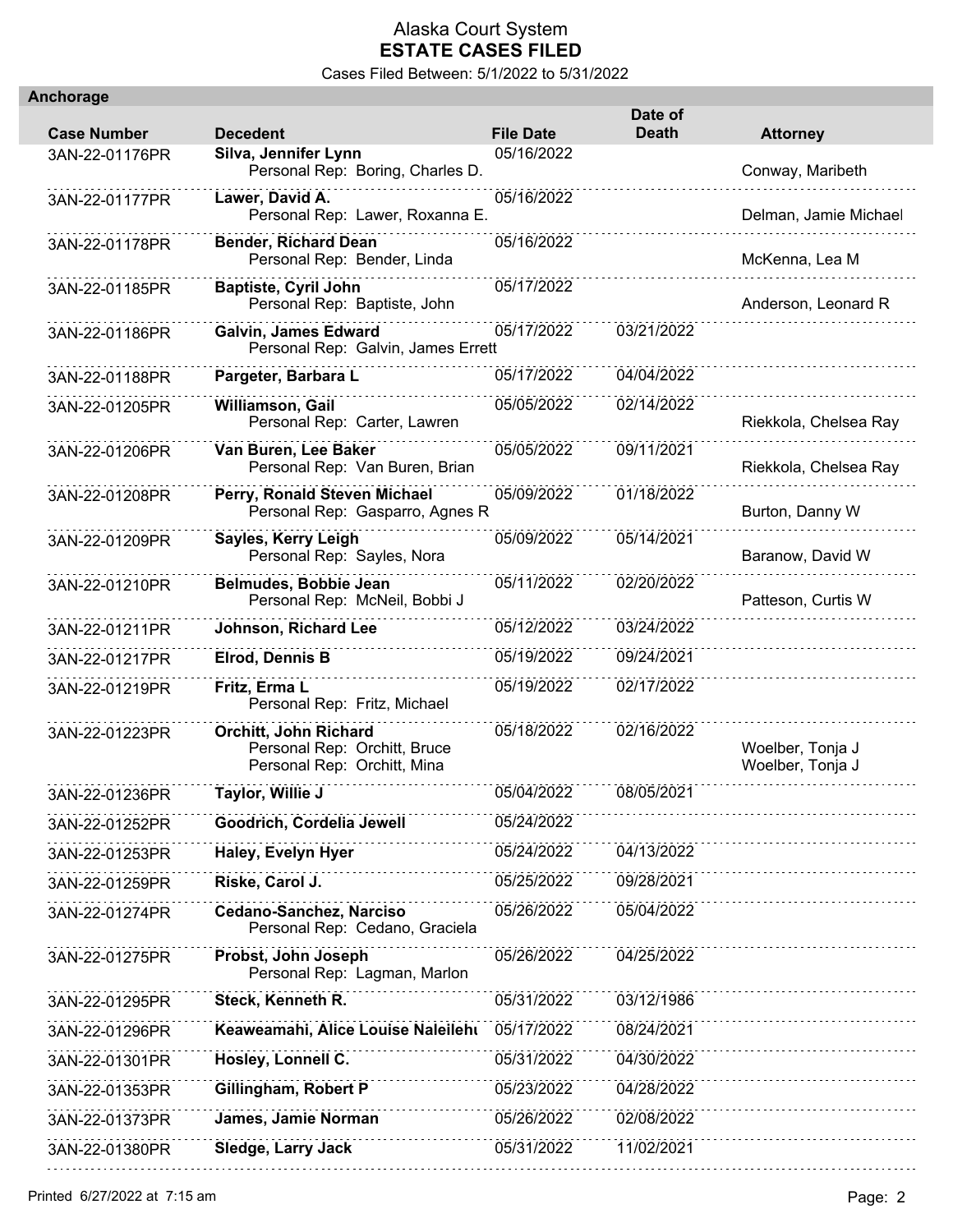# Alaska Court System
## ESTATE CASES FILED

Cases Filed Between: 5/1/2022 to 5/31/2022

### Anchorage

| Case Number | Decedent | File Date | Date of Death | Attorney |
|---|---|---|---|---|
| 3AN-22-01176PR | **Silva, Jennifer Lynn**<br>Personal Rep: Boring, Charles D. | 05/16/2022 | | Conway, Maribeth |
| 3AN-22-01177PR | **Lawer, David A.**<br>Personal Rep: Lawer, Roxanna E. | 05/16/2022 | | Delman, Jamie Michael |
| 3AN-22-01178PR | **Bender, Richard Dean**<br>Personal Rep: Bender, Linda | 05/16/2022 | | McKenna, Lea M |
| 3AN-22-01185PR | **Baptiste, Cyril John**<br>Personal Rep: Baptiste, John | 05/17/2022 | | Anderson, Leonard R |
| 3AN-22-01186PR | **Galvin, James Edward**<br>Personal Rep: Galvin, James Errett | 05/17/2022 | 03/21/2022 | |
| 3AN-22-01188PR | **Pargeter, Barbara L** | 05/17/2022 | 04/04/2022 | |
| 3AN-22-01205PR | **Williamson, Gail**<br>Personal Rep: Carter, Lawren | 05/05/2022 | 02/14/2022 | Riekkola, Chelsea Ray |
| 3AN-22-01206PR | **Van Buren, Lee Baker**<br>Personal Rep: Van Buren, Brian | 05/05/2022 | 09/11/2021 | Riekkola, Chelsea Ray |
| 3AN-22-01208PR | **Perry, Ronald Steven Michael**<br>Personal Rep: Gasparro, Agnes R | 05/09/2022 | 01/18/2022 | Burton, Danny W |
| 3AN-22-01209PR | **Sayles, Kerry Leigh**<br>Personal Rep: Sayles, Nora | 05/09/2022 | 05/14/2021 | Baranow, David W |
| 3AN-22-01210PR | **Belmudes, Bobbie Jean**<br>Personal Rep: McNeil, Bobbi J | 05/11/2022 | 02/20/2022 | Patteson, Curtis W |
| 3AN-22-01211PR | **Johnson, Richard Lee** | 05/12/2022 | 03/24/2022 | |
| 3AN-22-01217PR | **Elrod, Dennis B** | 05/19/2022 | 09/24/2021 | |
| 3AN-22-01219PR | **Fritz, Erma L**<br>Personal Rep: Fritz, Michael | 05/19/2022 | 02/17/2022 | |
| 3AN-22-01223PR | **Orchitt, John Richard**<br>Personal Rep: Orchitt, Bruce<br>Personal Rep: Orchitt, Mina | 05/18/2022 | 02/16/2022 | Woelber, Tonja J<br>Woelber, Tonja J |
| 3AN-22-01236PR | **Taylor, Willie J** | 05/04/2022 | 08/05/2021 | |
| 3AN-22-01252PR | **Goodrich, Cordelia Jewell** | 05/24/2022 | | |
| 3AN-22-01253PR | **Haley, Evelyn Hyer** | 05/24/2022 | 04/13/2022 | |
| 3AN-22-01259PR | **Riske, Carol J.** | 05/25/2022 | 09/28/2021 | |
| 3AN-22-01274PR | **Cedano-Sanchez, Narciso**<br>Personal Rep: Cedano, Graciela | 05/26/2022 | 05/04/2022 | |
| 3AN-22-01275PR | **Probst, John Joseph**<br>Personal Rep: Lagman, Marlon | 05/26/2022 | 04/25/2022 | |
| 3AN-22-01295PR | **Steck, Kenneth R.** | 05/31/2022 | 03/12/1986 | |
| 3AN-22-01296PR | **Keaweamahi, Alice Louise Naleilehu** | 05/17/2022 | 08/24/2021 | |
| 3AN-22-01301PR | **Hosley, Lonnell C.** | 05/31/2022 | 04/30/2022 | |
| 3AN-22-01353PR | **Gillingham, Robert P** | 05/23/2022 | 04/28/2022 | |
| 3AN-22-01373PR | **James, Jamie Norman** | 05/26/2022 | 02/08/2022 | |
| 3AN-22-01380PR | **Sledge, Larry Jack** | 05/31/2022 | 11/02/2021 | |

Printed 6/27/2022 at 7:15 am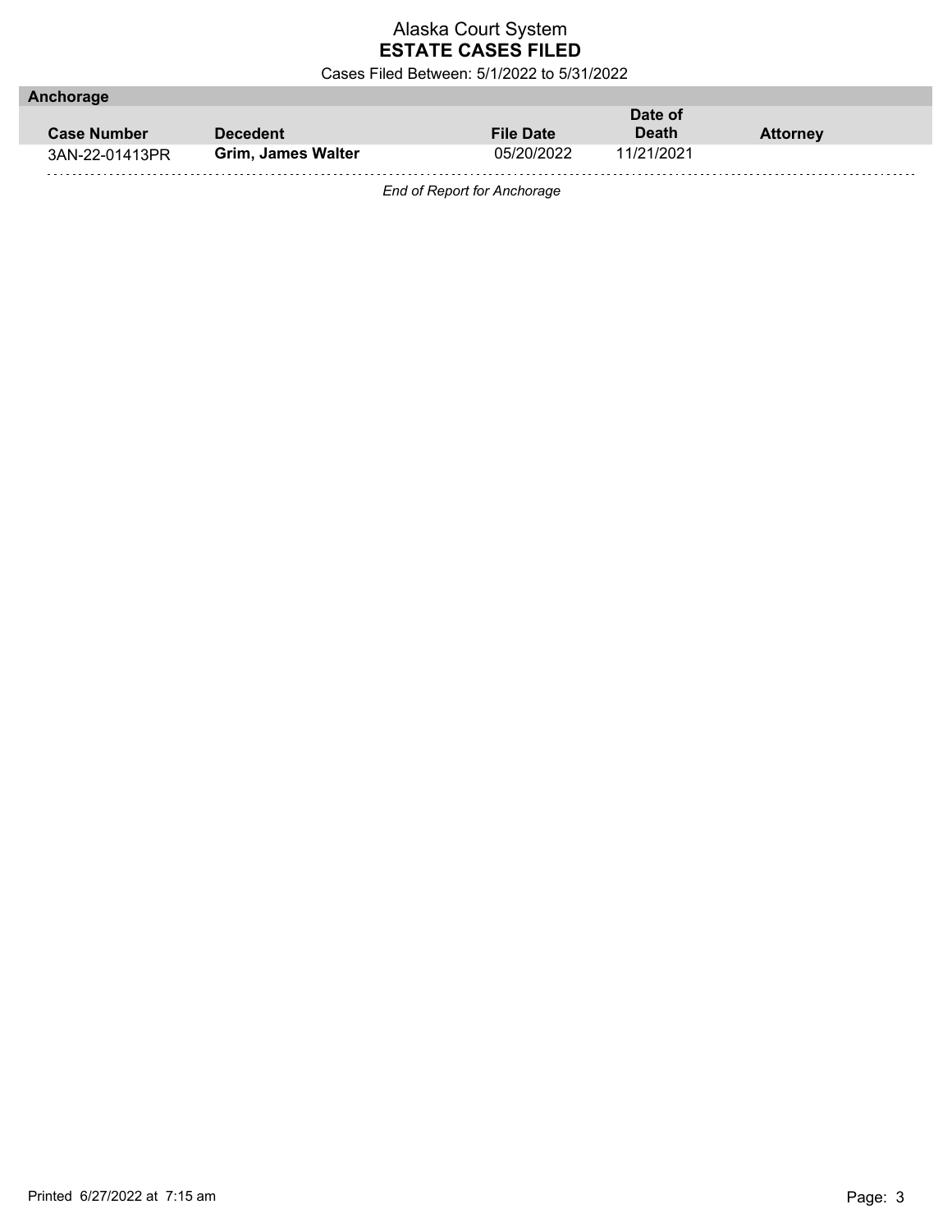# Alaska Court System
## ESTATE CASES FILED

Cases Filed Between: 5/1/2022 to 5/31/2022

### Anchorage

| Case Number | Decedent | File Date | Date of Death | Attorney |
|---|---|---|---|---|
| 3AN-22-01413PR | **Grim, James Walter** | 05/20/2022 | 11/21/2021 | |

*End of Report for Anchorage*

Printed 6/27/2022 at 7:15 am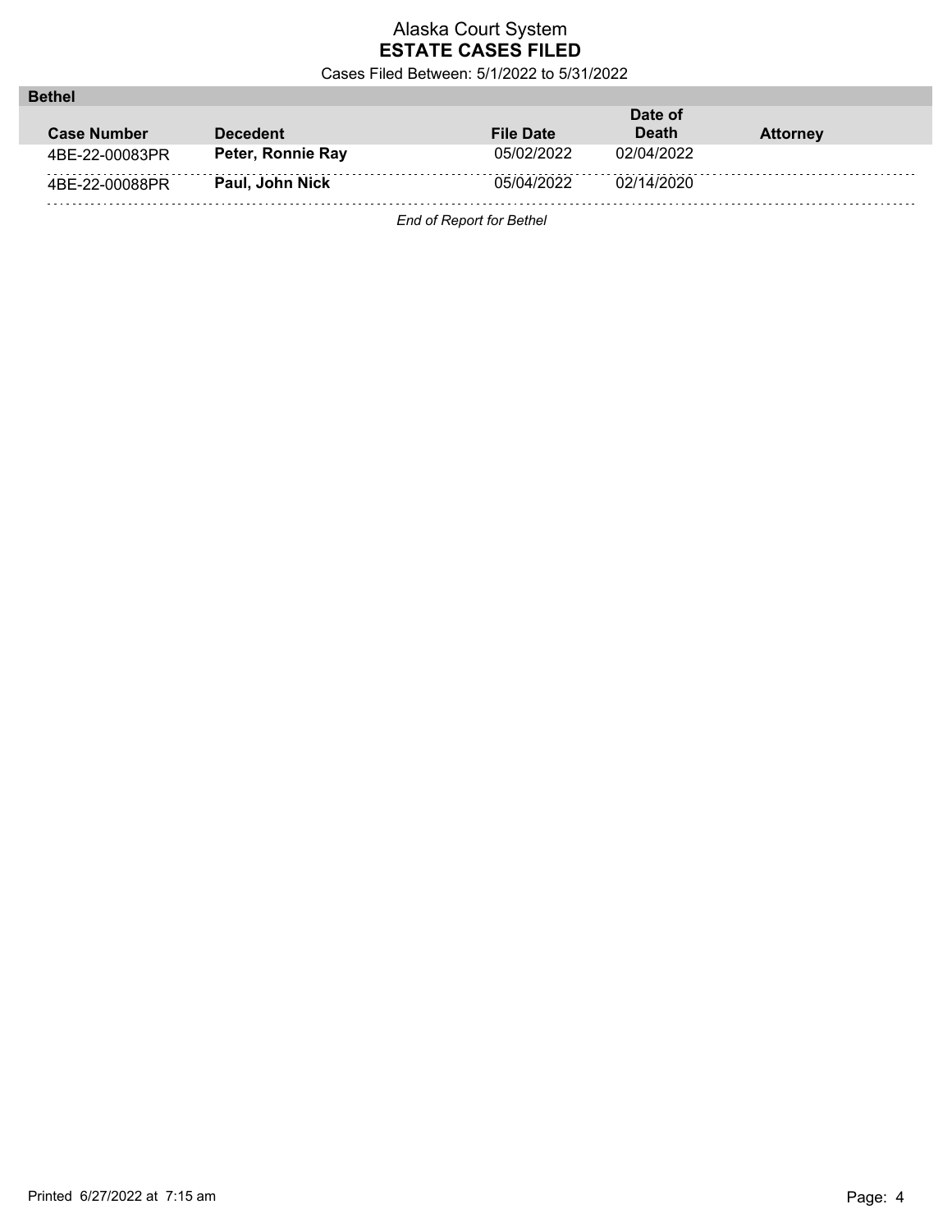# Alaska Court System
## ESTATE CASES FILED

Cases Filed Between: 5/1/2022 to 5/31/2022

### Bethel

| Case Number | Decedent | File Date | Date of Death | Attorney |
|---|---|---|---|---|
| 4BE-22-00083PR | **Peter, Ronnie Ray** | 05/02/2022 | 02/04/2022 | |
| 4BE-22-00088PR | **Paul, John Nick** | 05/04/2022 | 02/14/2020 | |

*End of Report for Bethel*

Printed 6/27/2022 at 7:15 am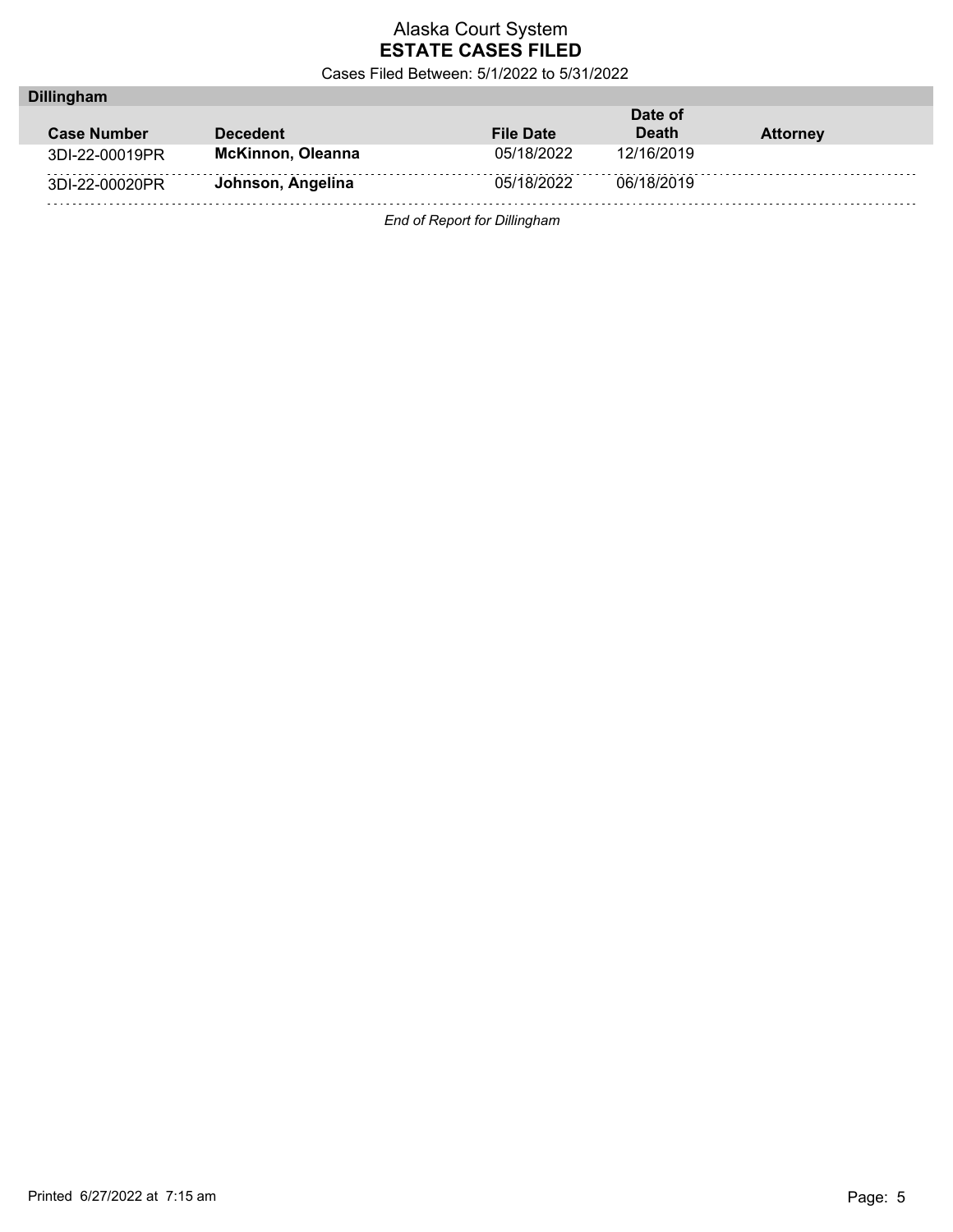# Alaska Court System
## ESTATE CASES FILED

Cases Filed Between: 5/1/2022 to 5/31/2022

### Dillingham

| Case Number | Decedent | File Date | Date of Death | Attorney |
|---|---|---|---|---|
| 3DI-22-00019PR | **McKinnon, Oleanna** | 05/18/2022 | 12/16/2019 | |
| 3DI-22-00020PR | **Johnson, Angelina** | 05/18/2022 | 06/18/2019 | |

*End of Report for Dillingham*

Printed 6/27/2022 at 7:15 am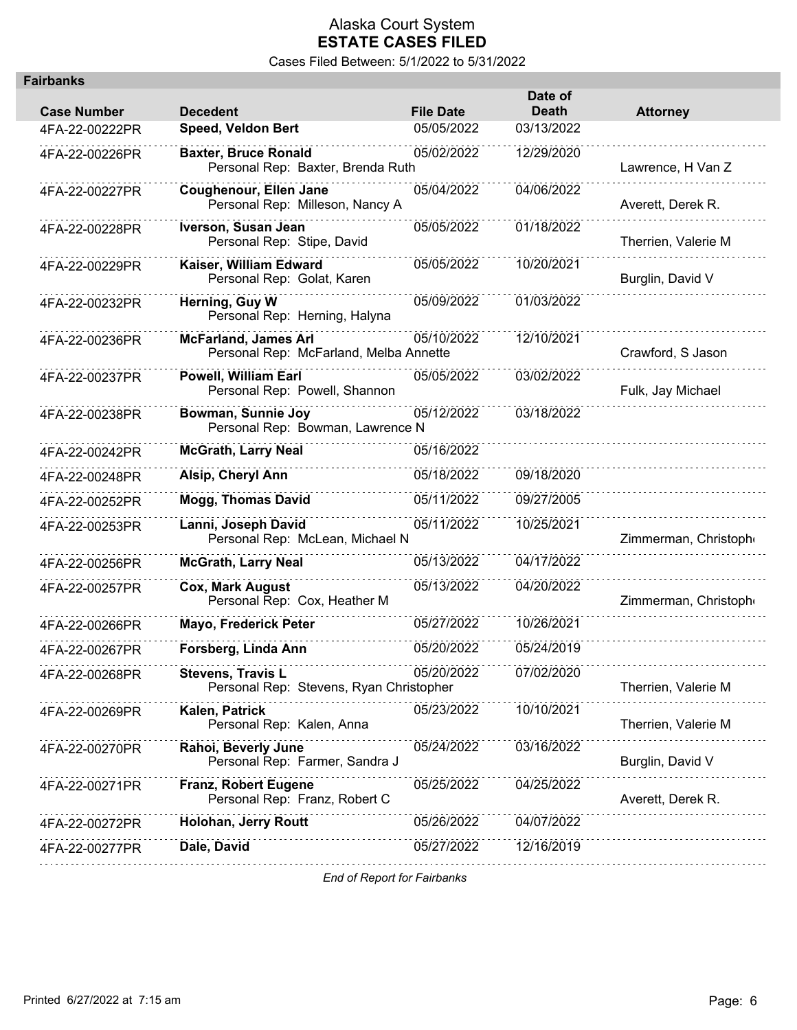# Alaska Court System
## ESTATE CASES FILED
Cases Filed Between: 5/1/2022 to 5/31/2022

**Fairbanks**

| Case Number | Decedent | File Date | Date of Death | Attorney |
|---|---|---|---|---|
| 4FA-22-00222PR | **Speed, Veldon Bert** | 05/05/2022 | 03/13/2022 | |
| 4FA-22-00226PR | **Baxter, Bruce Ronald**<br>Personal Rep: Baxter, Brenda Ruth | 05/02/2022 | 12/29/2020 | Lawrence, H Van Z |
| 4FA-22-00227PR | **Coughenour, Ellen Jane**<br>Personal Rep: Milleson, Nancy A | 05/04/2022 | 04/06/2022 | Averett, Derek R. |
| 4FA-22-00228PR | **Iverson, Susan Jean**<br>Personal Rep: Stipe, David | 05/05/2022 | 01/18/2022 | Therrien, Valerie M |
| 4FA-22-00229PR | **Kaiser, William Edward**<br>Personal Rep: Golat, Karen | 05/05/2022 | 10/20/2021 | Burglin, David V |
| 4FA-22-00232PR | **Herning, Guy W**<br>Personal Rep: Herning, Halyna | 05/09/2022 | 01/03/2022 | |
| 4FA-22-00236PR | **McFarland, James Arl**<br>Personal Rep: McFarland, Melba Annette | 05/10/2022 | 12/10/2021 | Crawford, S Jason |
| 4FA-22-00237PR | **Powell, William Earl**<br>Personal Rep: Powell, Shannon | 05/05/2022 | 03/02/2022 | Fulk, Jay Michael |
| 4FA-22-00238PR | **Bowman, Sunnie Joy**<br>Personal Rep: Bowman, Lawrence N | 05/12/2022 | 03/18/2022 | |
| 4FA-22-00242PR | **McGrath, Larry Neal** | 05/16/2022 | | |
| 4FA-22-00248PR | **Alsip, Cheryl Ann** | 05/18/2022 | 09/18/2020 | |
| 4FA-22-00252PR | **Mogg, Thomas David** | 05/11/2022 | 09/27/2005 | |
| 4FA-22-00253PR | **Lanni, Joseph David**<br>Personal Rep: McLean, Michael N | 05/11/2022 | 10/25/2021 | Zimmerman, Christophe |
| 4FA-22-00256PR | **McGrath, Larry Neal** | 05/13/2022 | 04/17/2022 | |
| 4FA-22-00257PR | **Cox, Mark August**<br>Personal Rep: Cox, Heather M | 05/13/2022 | 04/20/2022 | Zimmerman, Christophe |
| 4FA-22-00266PR | **Mayo, Frederick Peter** | 05/27/2022 | 10/26/2021 | |
| 4FA-22-00267PR | **Forsberg, Linda Ann** | 05/20/2022 | 05/24/2019 | |
| 4FA-22-00268PR | **Stevens, Travis L**<br>Personal Rep: Stevens, Ryan Christopher | 05/20/2022 | 07/02/2020 | Therrien, Valerie M |
| 4FA-22-00269PR | **Kalen, Patrick**<br>Personal Rep: Kalen, Anna | 05/23/2022 | 10/10/2021 | Therrien, Valerie M |
| 4FA-22-00270PR | **Rahoi, Beverly June**<br>Personal Rep: Farmer, Sandra J | 05/24/2022 | 03/16/2022 | Burglin, David V |
| 4FA-22-00271PR | **Franz, Robert Eugene**<br>Personal Rep: Franz, Robert C | 05/25/2022 | 04/25/2022 | Averett, Derek R. |
| 4FA-22-00272PR | **Holohan, Jerry Routt** | 05/26/2022 | 04/07/2022 | |
| 4FA-22-00277PR | **Dale, David** | 05/27/2022 | 12/16/2019 | |

*End of Report for Fairbanks*

Printed 6/27/2022 at 7:15 am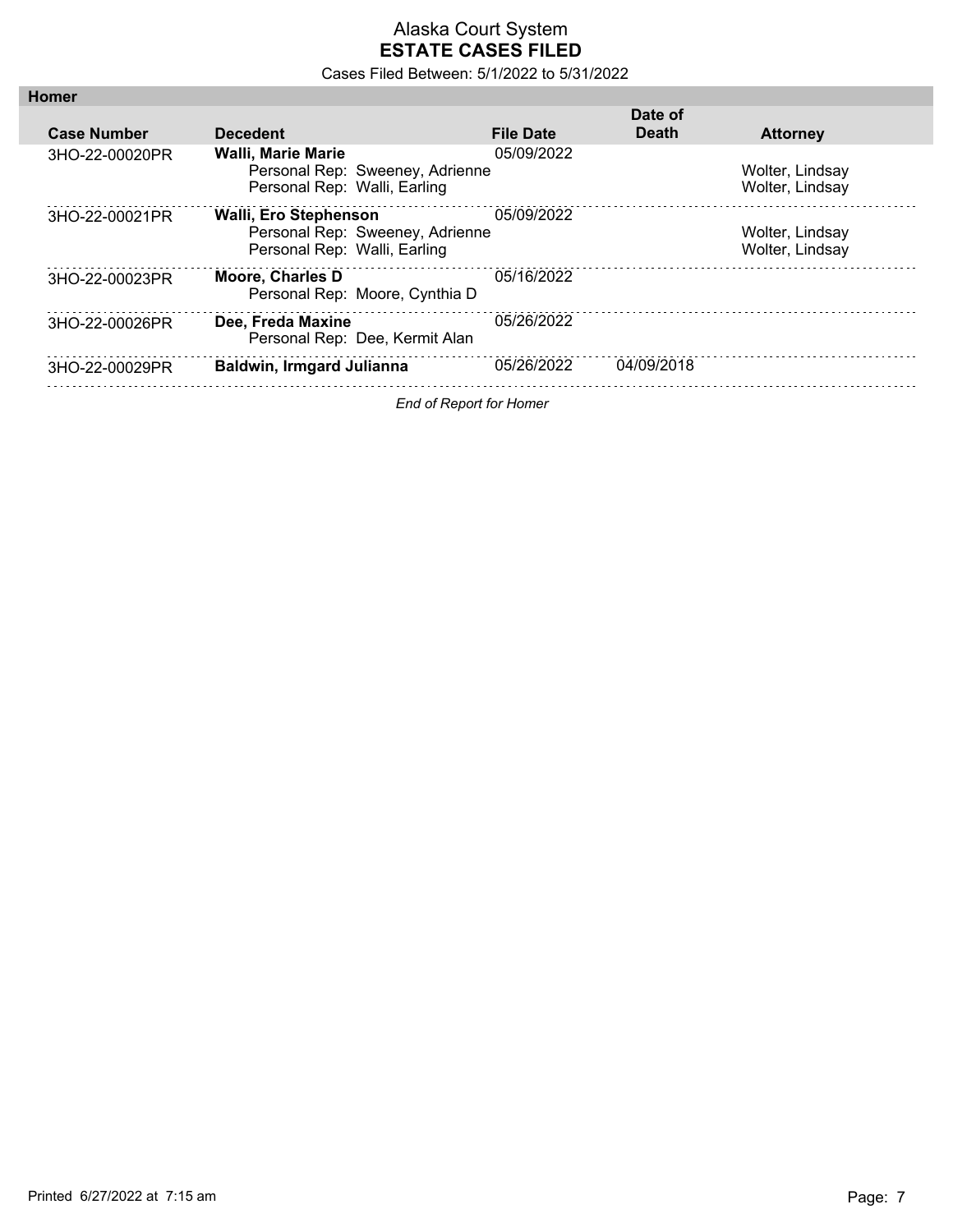# Alaska Court System
## ESTATE CASES FILED

Cases Filed Between: 5/1/2022 to 5/31/2022

### Homer

| Case Number | Decedent | File Date | Date of Death | Attorney |
| --- | --- | --- | --- | --- |
| 3HO-22-00020PR | **Walli, Marie Marie** | 05/09/2022 | | |
| | Personal Rep: Sweeney, Adrienne | | | Wolter, Lindsay |
| | Personal Rep: Walli, Earling | | | Wolter, Lindsay |
| 3HO-22-00021PR | **Walli, Ero Stephenson** | 05/09/2022 | | |
| | Personal Rep: Sweeney, Adrienne | | | Wolter, Lindsay |
| | Personal Rep: Walli, Earling | | | Wolter, Lindsay |
| 3HO-22-00023PR | **Moore, Charles D** | 05/16/2022 | | |
| | Personal Rep: Moore, Cynthia D | | | |
| 3HO-22-00026PR | **Dee, Freda Maxine** | 05/26/2022 | | |
| | Personal Rep: Dee, Kermit Alan | | | |
| 3HO-22-00029PR | **Baldwin, Irmgard Julianna** | 05/26/2022 | 04/09/2018 | |

*End of Report for Homer*

Printed 6/27/2022 at 7:15 am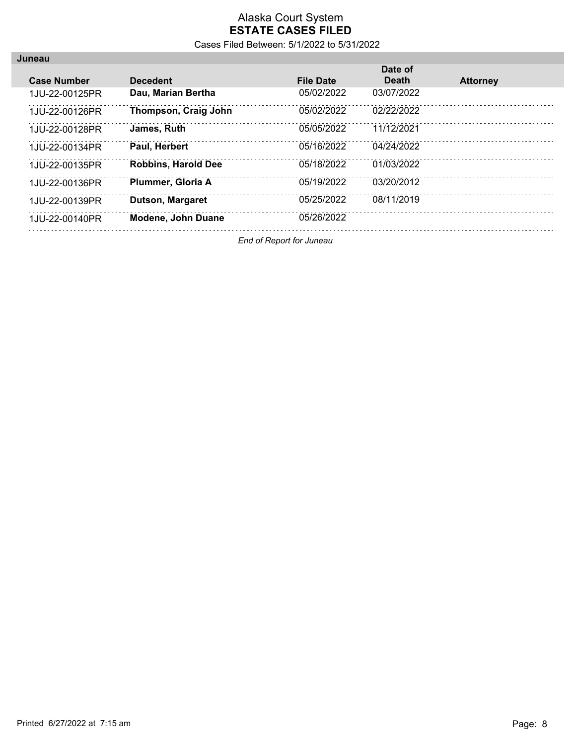# Alaska Court System
## ESTATE CASES FILED

Cases Filed Between: 5/1/2022 to 5/31/2022

### Juneau

| Case Number | Decedent | File Date | Date of Death | Attorney |
|---|---|---|---|---|
| 1JU-22-00125PR | **Dau, Marian Bertha** | 05/02/2022 | 03/07/2022 | |
| 1JU-22-00126PR | **Thompson, Craig John** | 05/02/2022 | 02/22/2022 | |
| 1JU-22-00128PR | **James, Ruth** | 05/05/2022 | 11/12/2021 | |
| 1JU-22-00134PR | **Paul, Herbert** | 05/16/2022 | 04/24/2022 | |
| 1JU-22-00135PR | **Robbins, Harold Dee** | 05/18/2022 | 01/03/2022 | |
| 1JU-22-00136PR | **Plummer, Gloria A** | 05/19/2022 | 03/20/2012 | |
| 1JU-22-00139PR | **Dutson, Margaret** | 05/25/2022 | 08/11/2019 | |
| 1JU-22-00140PR | **Modene, John Duane** | 05/26/2022 | | |

*End of Report for Juneau*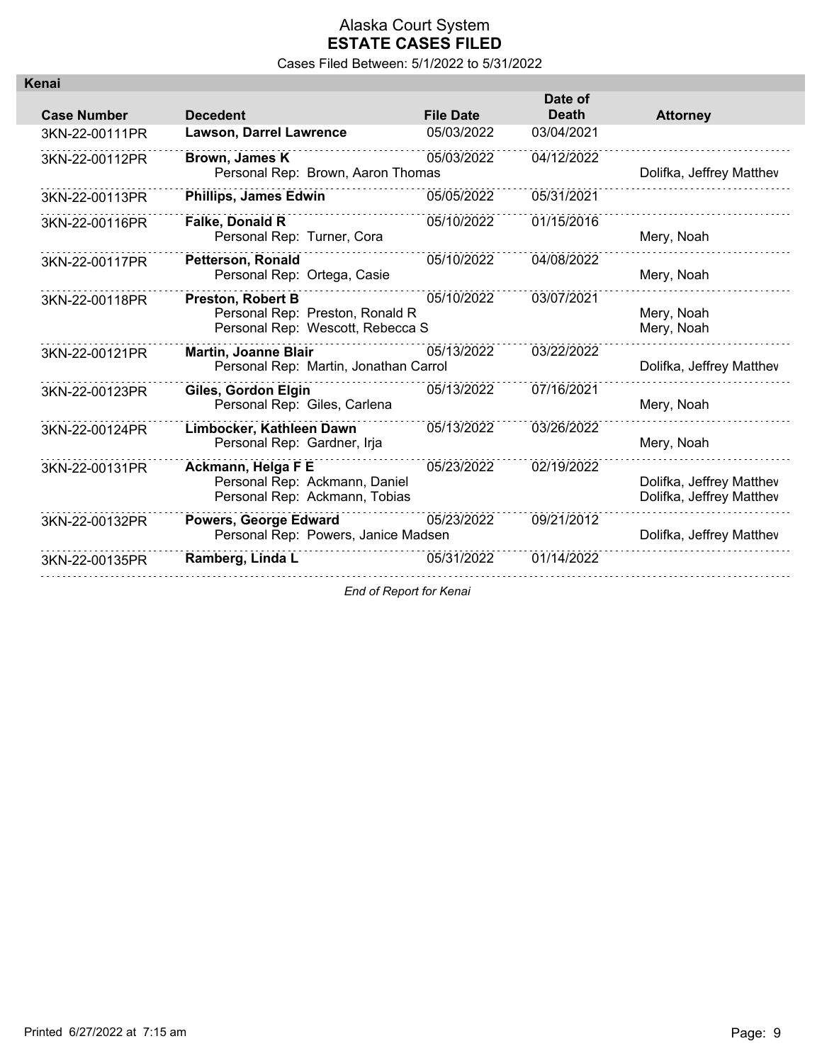# Alaska Court System
## ESTATE CASES FILED

Cases Filed Between: 5/1/2022 to 5/31/2022

### Kenai

| Case Number | Decedent | File Date | Date of Death | Attorney |
|---|---|---|---|---|
| 3KN-22-00111PR | **Lawson, Darrel Lawrence** | 05/03/2022 | 03/04/2021 | |
| 3KN-22-00112PR | **Brown, James K** | 05/03/2022 | 04/12/2022 | |
| | Personal Rep: Brown, Aaron Thomas | | | Dolifka, Jeffrey Matthev |
| 3KN-22-00113PR | **Phillips, James Edwin** | 05/05/2022 | 05/31/2021 | |
| 3KN-22-00116PR | **Falke, Donald R** | 05/10/2022 | 01/15/2016 | |
| | Personal Rep: Turner, Cora | | | Mery, Noah |
| 3KN-22-00117PR | **Petterson, Ronald** | 05/10/2022 | 04/08/2022 | |
| | Personal Rep: Ortega, Casie | | | Mery, Noah |
| 3KN-22-00118PR | **Preston, Robert B** | 05/10/2022 | 03/07/2021 | |
| | Personal Rep: Preston, Ronald R | | | Mery, Noah |
| | Personal Rep: Wescott, Rebecca S | | | Mery, Noah |
| 3KN-22-00121PR | **Martin, Joanne Blair** | 05/13/2022 | 03/22/2022 | |
| | Personal Rep: Martin, Jonathan Carrol | | | Dolifka, Jeffrey Matthev |
| 3KN-22-00123PR | **Giles, Gordon Elgin** | 05/13/2022 | 07/16/2021 | |
| | Personal Rep: Giles, Carlena | | | Mery, Noah |
| 3KN-22-00124PR | **Limbocker, Kathleen Dawn** | 05/13/2022 | 03/26/2022 | |
| | Personal Rep: Gardner, Irja | | | Mery, Noah |
| 3KN-22-00131PR | **Ackmann, Helga F E** | 05/23/2022 | 02/19/2022 | |
| | Personal Rep: Ackmann, Daniel | | | Dolifka, Jeffrey Matthev |
| | Personal Rep: Ackmann, Tobias | | | Dolifka, Jeffrey Matthev |
| 3KN-22-00132PR | **Powers, George Edward** | 05/23/2022 | 09/21/2012 | |
| | Personal Rep: Powers, Janice Madsen | | | Dolifka, Jeffrey Matthev |
| 3KN-22-00135PR | **Ramberg, Linda L** | 05/31/2022 | 01/14/2022 | |

*End of Report for Kenai*

Printed 6/27/2022 at 7:15 am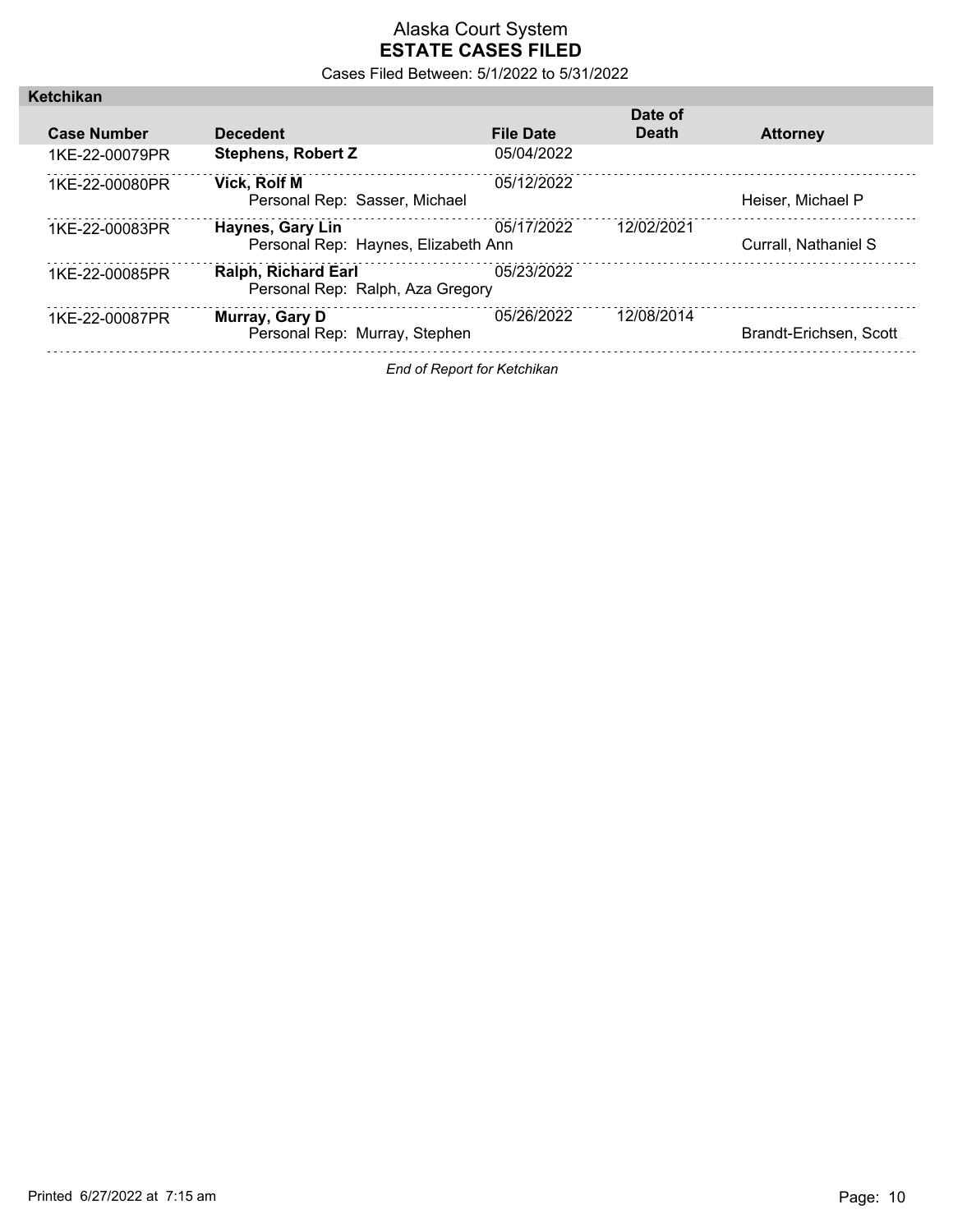# Alaska Court System
## ESTATE CASES FILED

Cases Filed Between: 5/1/2022 to 5/31/2022

### Ketchikan

| Case Number | Decedent | File Date | Date of Death | Attorney |
|---|---|---|---|---|
| 1KE-22-00079PR | **Stephens, Robert Z** | 05/04/2022 | | |
| 1KE-22-00080PR | **Vick, Rolf M**<br>Personal Rep: Sasser, Michael | 05/12/2022 | | Heiser, Michael P |
| 1KE-22-00083PR | **Haynes, Gary Lin**<br>Personal Rep: Haynes, Elizabeth Ann | 05/17/2022 | 12/02/2021 | Currall, Nathaniel S |
| 1KE-22-00085PR | **Ralph, Richard Earl**<br>Personal Rep: Ralph, Aza Gregory | 05/23/2022 | | |
| 1KE-22-00087PR | **Murray, Gary D**<br>Personal Rep: Murray, Stephen | 05/26/2022 | 12/08/2014 | Brandt-Erichsen, Scott |

*End of Report for Ketchikan*

Printed 6/27/2022 at 7:15 am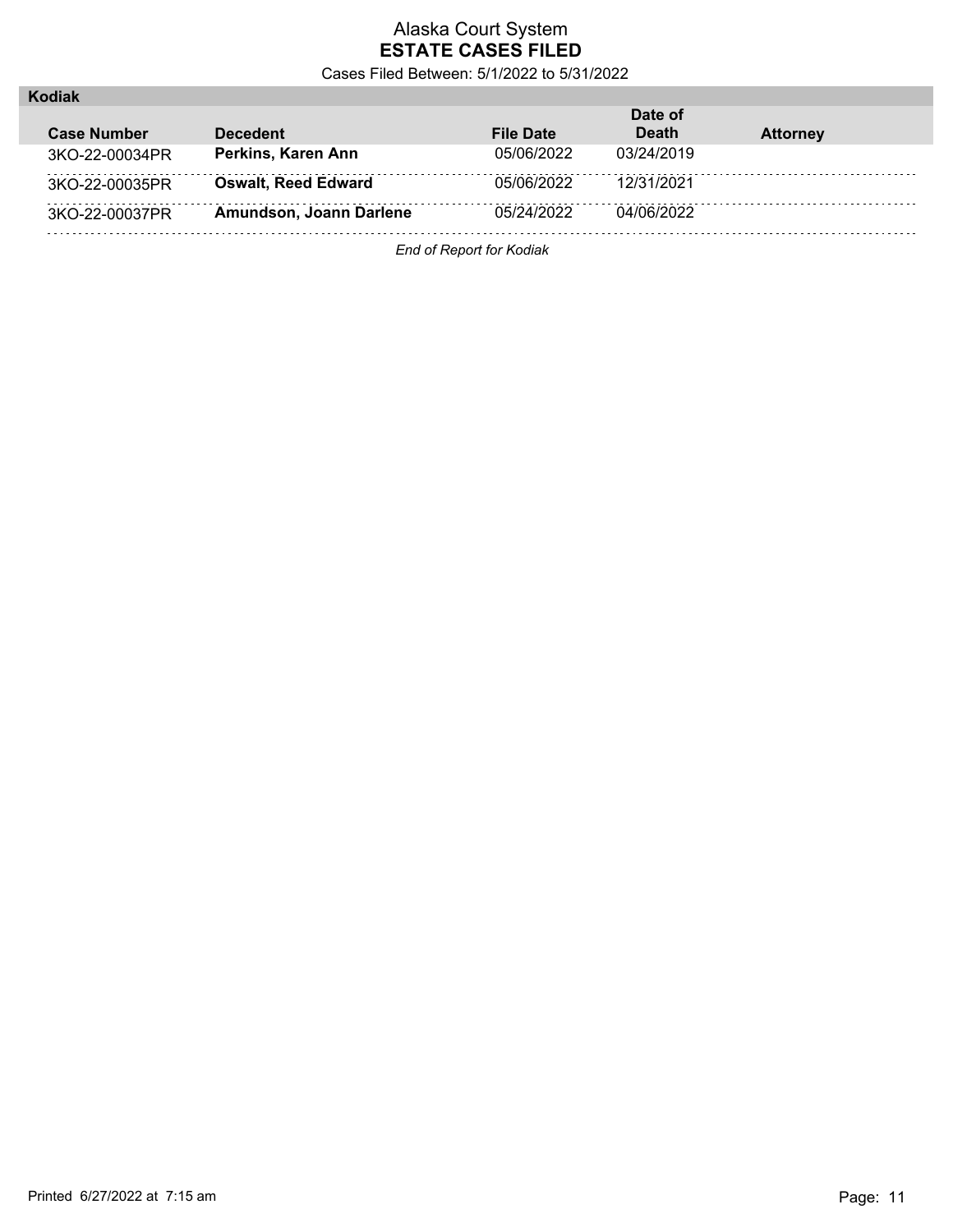Alaska Court System
**ESTATE CASES FILED**
Cases Filed Between: 5/1/2022 to 5/31/2022

**Kodiak**

| Case Number | Decedent | File Date | Date of Death | Attorney |
|---|---|---|---|---|
| 3KO-22-00034PR | **Perkins, Karen Ann** | 05/06/2022 | 03/24/2019 | |
| 3KO-22-00035PR | **Oswalt, Reed Edward** | 05/06/2022 | 12/31/2021 | |
| 3KO-22-00037PR | **Amundson, Joann Darlene** | 05/24/2022 | 04/06/2022 | |

*End of Report for Kodiak*

Printed 6/27/2022 at 7:15 am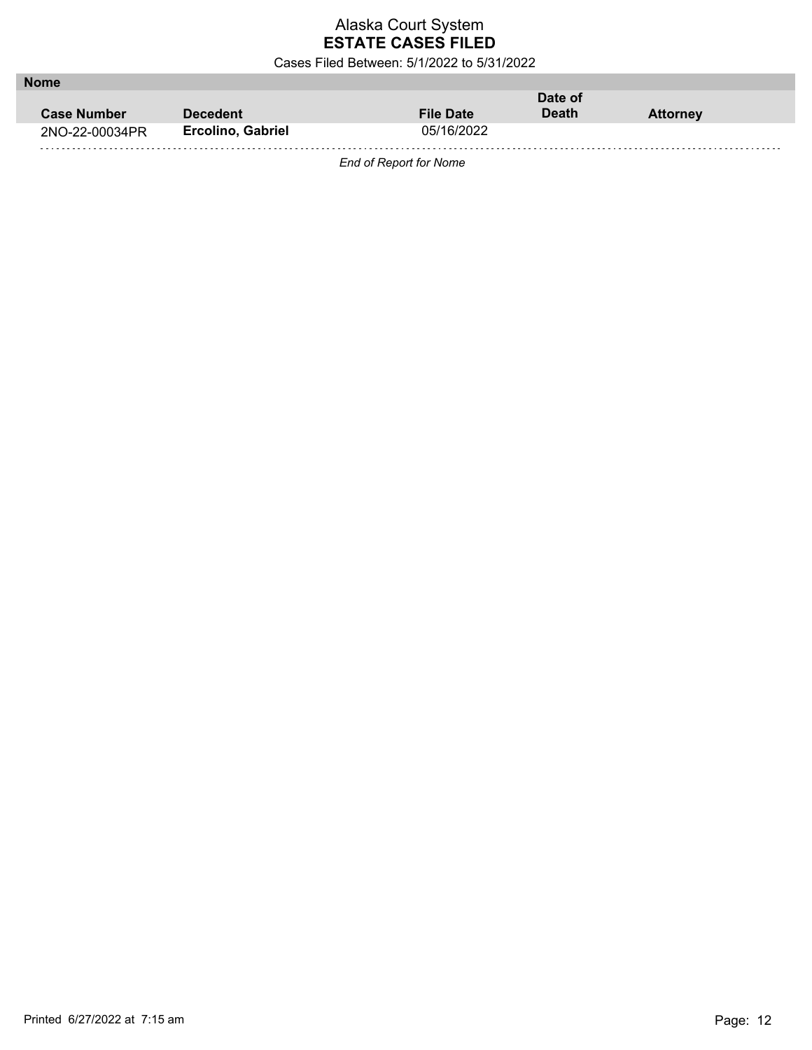# Alaska Court System
## ESTATE CASES FILED

Cases Filed Between: 5/1/2022 to 5/31/2022

**Nome**

| Case Number | Decedent | File Date | Date of Death | Attorney |
|---|---|---|---|---|
| 2NO-22-00034PR | **Ercolino, Gabriel** | 05/16/2022 | | |

*End of Report for Nome*

Printed 6/27/2022 at 7:15 am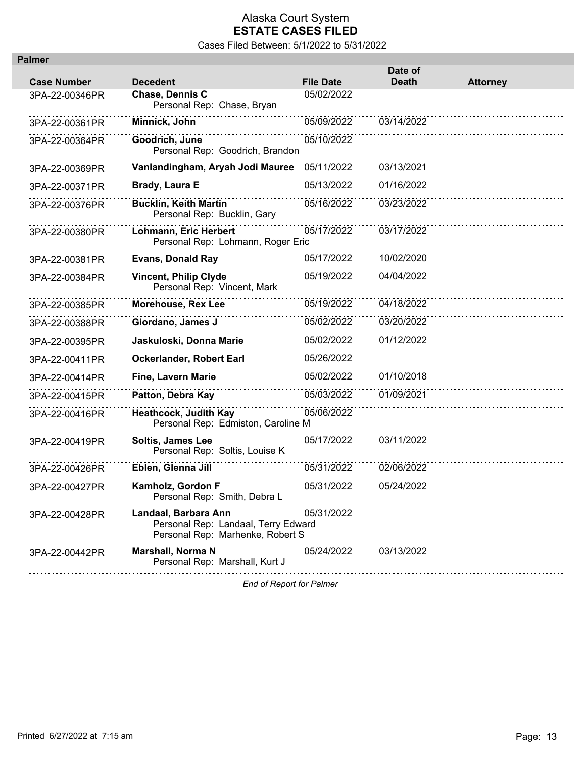# Alaska Court System
## ESTATE CASES FILED

Cases Filed Between: 5/1/2022 to 5/31/2022

**Palmer**

| Case Number | Decedent | File Date | Date of Death | Attorney |
|---|---|---|---|---|
| 3PA-22-00346PR | **Chase, Dennis C**<br>Personal Rep: Chase, Bryan | 05/02/2022 | | |
| 3PA-22-00361PR | **Minnick, John** | 05/09/2022 | 03/14/2022 | |
| 3PA-22-00364PR | **Goodrich, June**<br>Personal Rep: Goodrich, Brandon | 05/10/2022 | | |
| 3PA-22-00369PR | **Vanlandingham, Aryah Jodi Mauree** | 05/11/2022 | 03/13/2021 | |
| 3PA-22-00371PR | **Brady, Laura E** | 05/13/2022 | 01/16/2022 | |
| 3PA-22-00376PR | **Bucklin, Keith Martin**<br>Personal Rep: Bucklin, Gary | 05/16/2022 | 03/23/2022 | |
| 3PA-22-00380PR | **Lohmann, Eric Herbert**<br>Personal Rep: Lohmann, Roger Eric | 05/17/2022 | 03/17/2022 | |
| 3PA-22-00381PR | **Evans, Donald Ray** | 05/17/2022 | 10/02/2020 | |
| 3PA-22-00384PR | **Vincent, Philip Clyde**<br>Personal Rep: Vincent, Mark | 05/19/2022 | 04/04/2022 | |
| 3PA-22-00385PR | **Morehouse, Rex Lee** | 05/19/2022 | 04/18/2022 | |
| 3PA-22-00388PR | **Giordano, James J** | 05/02/2022 | 03/20/2022 | |
| 3PA-22-00395PR | **Jaskuloski, Donna Marie** | 05/02/2022 | 01/12/2022 | |
| 3PA-22-00411PR | **Ockerlander, Robert Earl** | 05/26/2022 | | |
| 3PA-22-00414PR | **Fine, Lavern Marie** | 05/02/2022 | 01/10/2018 | |
| 3PA-22-00415PR | **Patton, Debra Kay** | 05/03/2022 | 01/09/2021 | |
| 3PA-22-00416PR | **Heathcock, Judith Kay**<br>Personal Rep: Edmiston, Caroline M | 05/06/2022 | | |
| 3PA-22-00419PR | **Soltis, James Lee**<br>Personal Rep: Soltis, Louise K | 05/17/2022 | 03/11/2022 | |
| 3PA-22-00426PR | **Eblen, Glenna Jill** | 05/31/2022 | 02/06/2022 | |
| 3PA-22-00427PR | **Kamholz, Gordon F**<br>Personal Rep: Smith, Debra L | 05/31/2022 | 05/24/2022 | |
| 3PA-22-00428PR | **Landaal, Barbara Ann**<br>Personal Rep: Landaal, Terry Edward<br>Personal Rep: Marhenke, Robert S | 05/31/2022 | | |
| 3PA-22-00442PR | **Marshall, Norma N**<br>Personal Rep: Marshall, Kurt J | 05/24/2022 | 03/13/2022 | |

*End of Report for Palmer*

Printed 6/27/2022 at 7:15 am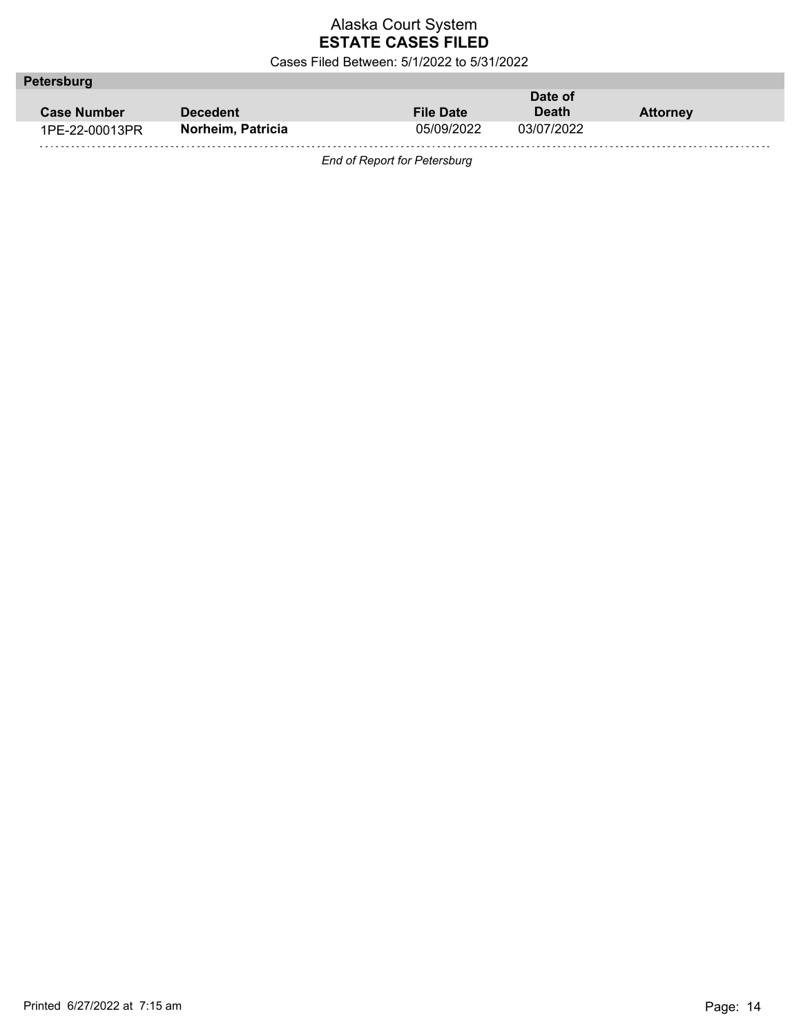# Alaska Court System
## ESTATE CASES FILED

Cases Filed Between: 5/1/2022 to 5/31/2022

### Petersburg

| Case Number | Decedent | File Date | Date of Death | Attorney |
|---|---|---|---|---|
| 1PE-22-00013PR | **Norheim, Patricia** | 05/09/2022 | 03/07/2022 | |

*End of Report for Petersburg*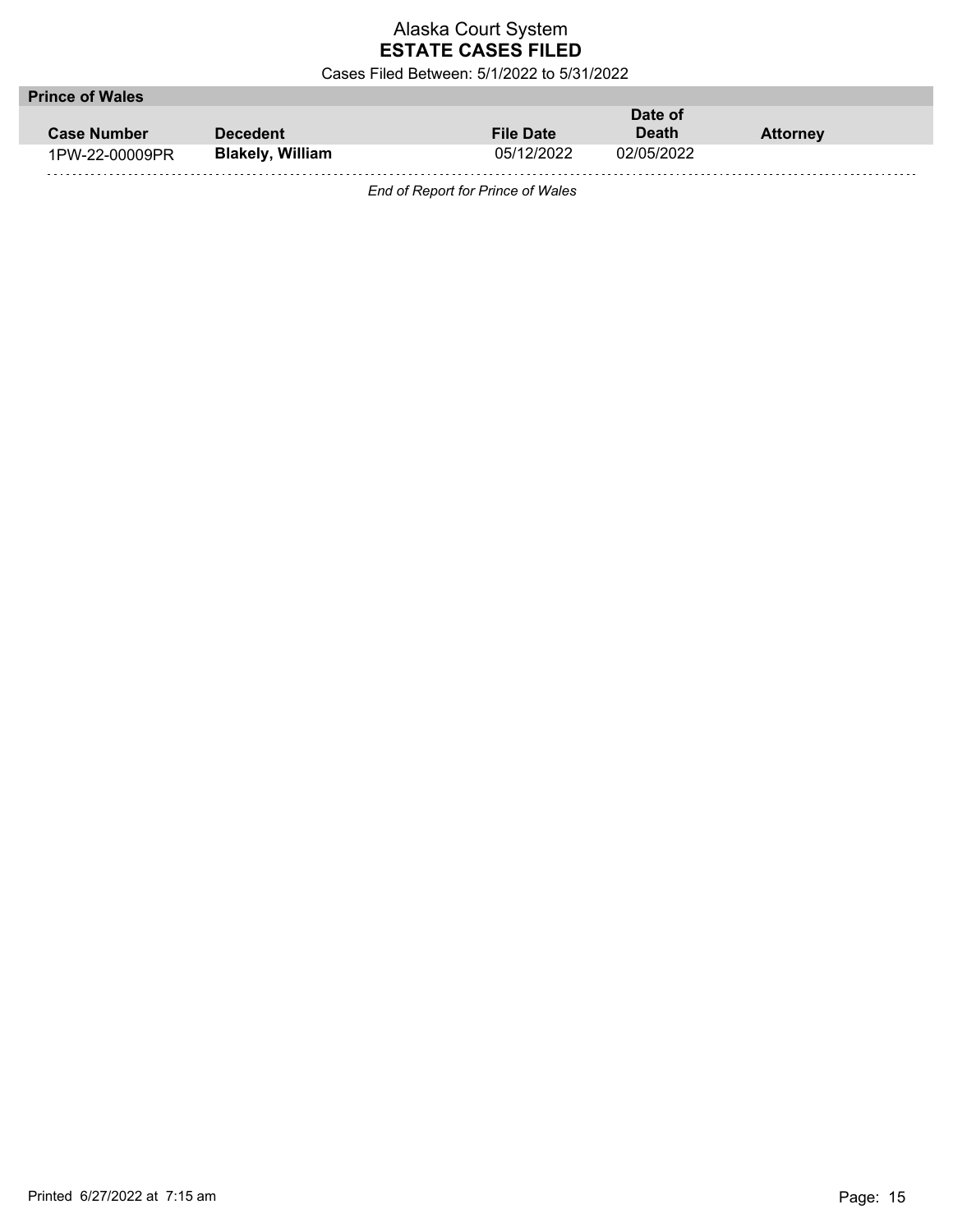# Alaska Court System
## ESTATE CASES FILED

Cases Filed Between: 5/1/2022 to 5/31/2022

### Prince of Wales

| Case Number | Decedent | File Date | Date of Death | Attorney |
|---|---|---|---|---|
| 1PW-22-00009PR | **Blakely, William** | 05/12/2022 | 02/05/2022 | |

*End of Report for Prince of Wales*

Printed 6/27/2022 at 7:15 am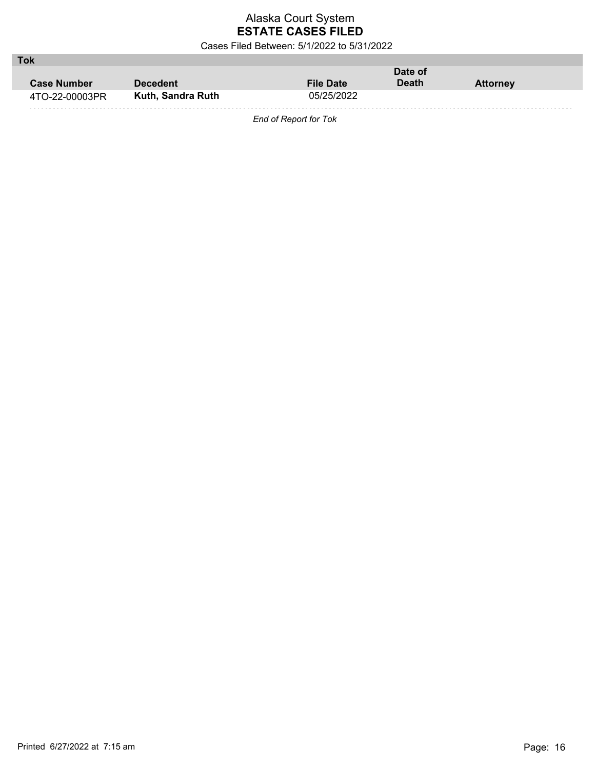Alaska Court System
**ESTATE CASES FILED**
Cases Filed Between: 5/1/2022 to 5/31/2022

**Tok**

| Case Number | Decedent | File Date | Date of Death | Attorney |
|---|---|---|---|---|
| 4TO-22-00003PR | **Kuth, Sandra Ruth** | 05/25/2022 | | |

*End of Report for Tok*

Printed 6/27/2022 at 7:15 am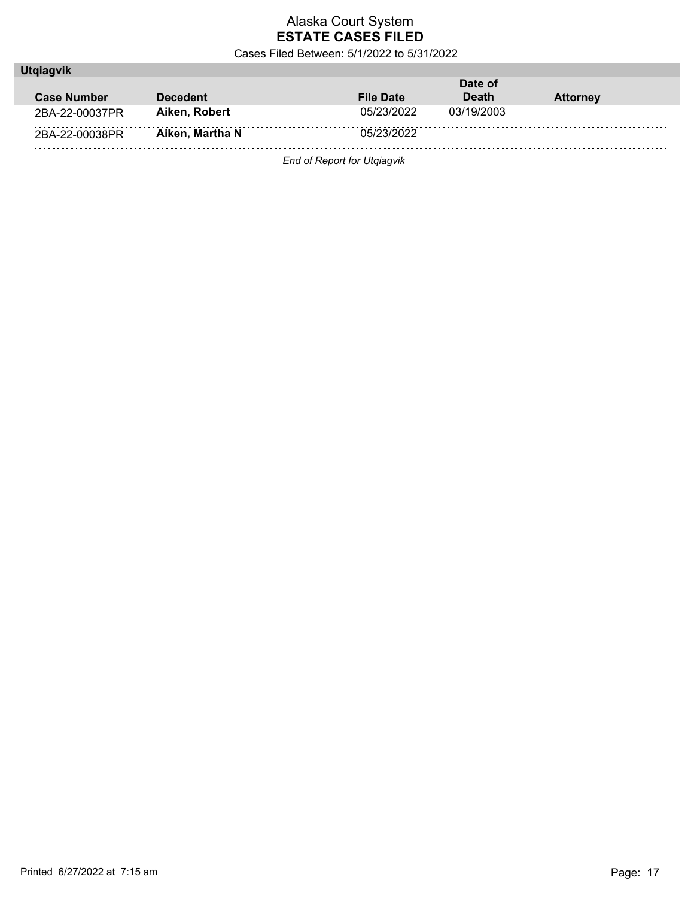# Alaska Court System
## ESTATE CASES FILED

Cases Filed Between: 5/1/2022 to 5/31/2022

### Utqiagvik

| Case Number | Decedent | File Date | Date of Death | Attorney |
|---|---|---|---|---|
| 2BA-22-00037PR | **Aiken, Robert** | 05/23/2022 | 03/19/2003 | |
| 2BA-22-00038PR | **Aiken, Martha N** | 05/23/2022 | | |

*End of Report for Utqiagvik*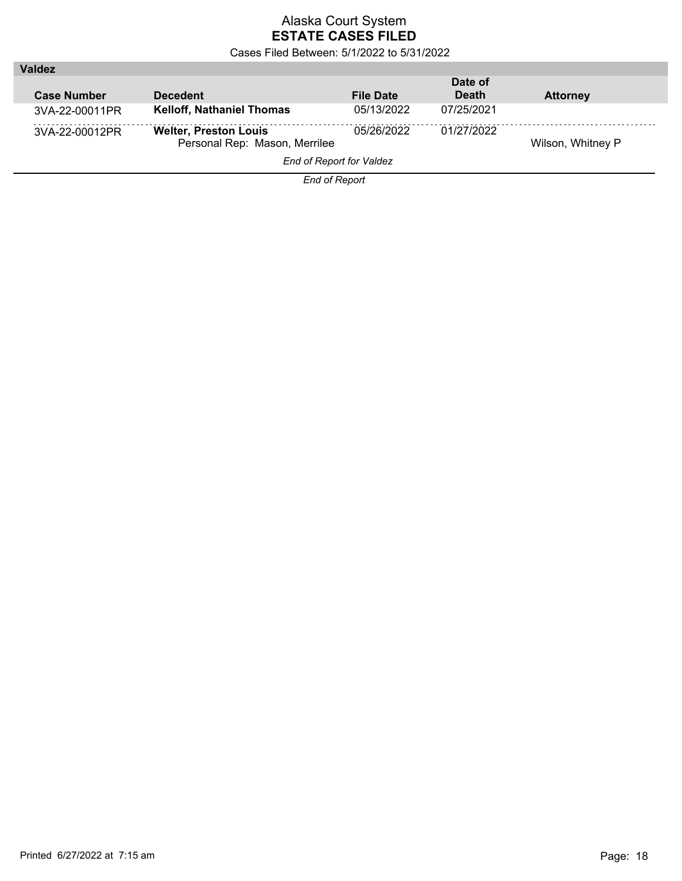Alaska Court System
**ESTATE CASES FILED**
Cases Filed Between: 5/1/2022 to 5/31/2022

**Valdez**

| Case Number | Decedent | File Date | Date of Death | Attorney |
|---|---|---|---|---|
| 3VA-22-00011PR | **Kelloff, Nathaniel Thomas** | 05/13/2022 | 07/25/2021 | |
| 3VA-22-00012PR | **Welter, Preston Louis**<br>Personal Rep: Mason, Merrilee | 05/26/2022 | 01/27/2022 | Wilson, Whitney P |

*End of Report for Valdez*

*End of Report*

Printed 6/27/2022 at 7:15 am